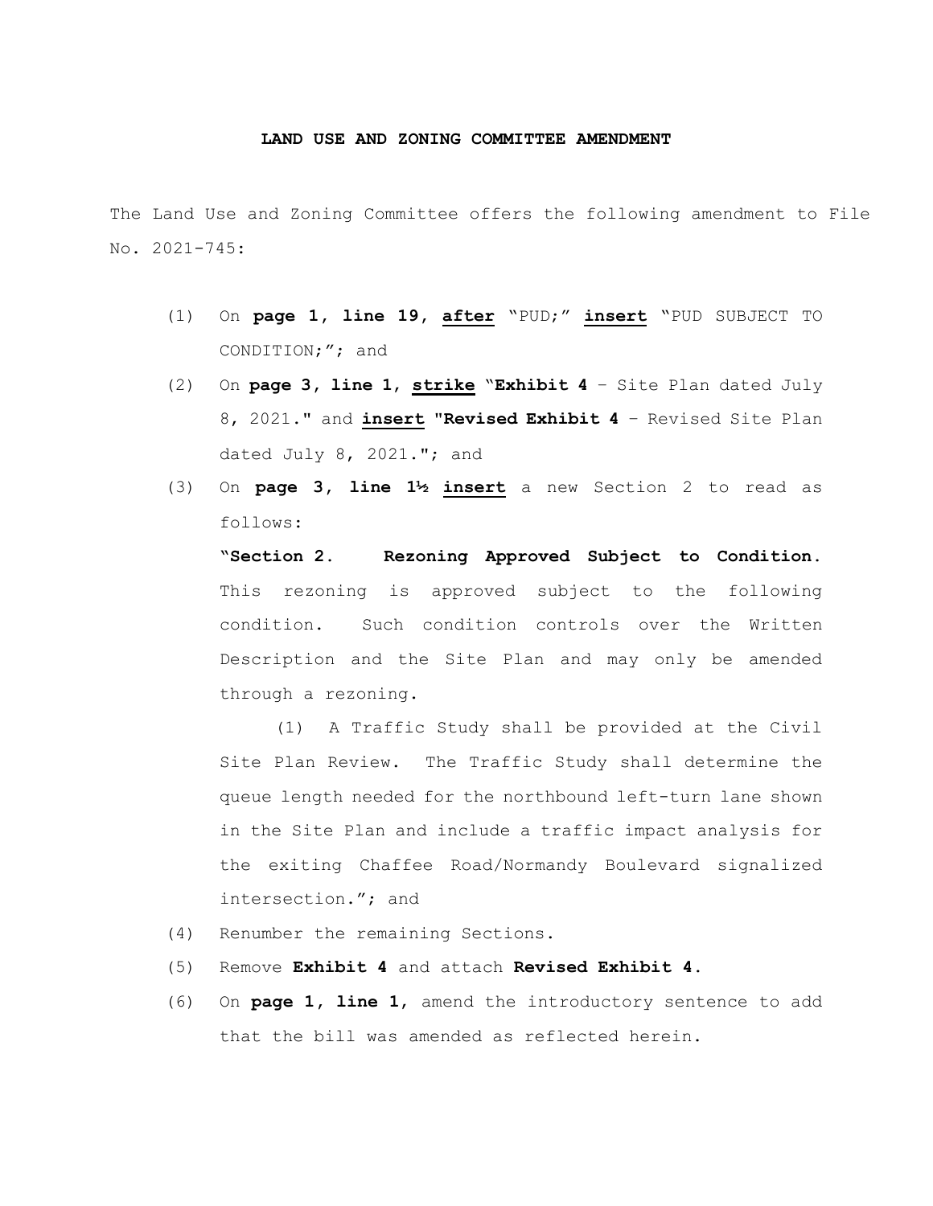**LAND USE AND ZONING COMMITTEE AMENDMENT**

The Land Use and Zoning Committee offers the following amendment to File No. 2021-745:

(1) On **page 1, line 19, <u>after</u>** "PUD;" **<u>insert</u>** "PUD SUBJECT TO CONDITION;"; and

(2) On **page 3, line 1, <u>strike</u>** "**Exhibit 4** – Site Plan dated July 8, 2021." and **<u>insert</u>** "**Revised Exhibit 4** – Revised Site Plan dated July 8, 2021."; and

(3) On **page 3, line 1½ <u>insert</u>** a new Section 2 to read as follows:

"**Section 2. Rezoning Approved Subject to Condition.** This rezoning is approved subject to the following condition. Such condition controls over the Written Description and the Site Plan and may only be amended through a rezoning.

(1) A Traffic Study shall be provided at the Civil Site Plan Review. The Traffic Study shall determine the queue length needed for the northbound left-turn lane shown in the Site Plan and include a traffic impact analysis for the exiting Chaffee Road/Normandy Boulevard signalized intersection."; and

(4) Renumber the remaining Sections.

(5) Remove **Exhibit 4** and attach **Revised Exhibit 4.**

(6) On **page 1, line 1**, amend the introductory sentence to add that the bill was amended as reflected herein.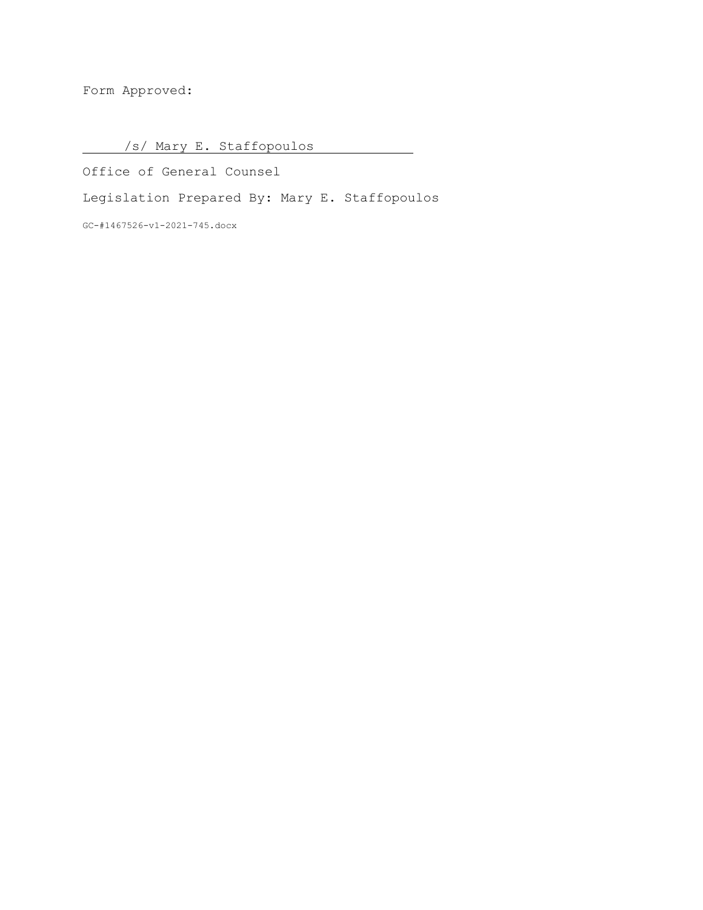Form Approved:

/s/ Mary E. Staffopoulos

Office of General Counsel

Legislation Prepared By: Mary E. Staffopoulos

GC-#1467526-v1-2021-745.docx